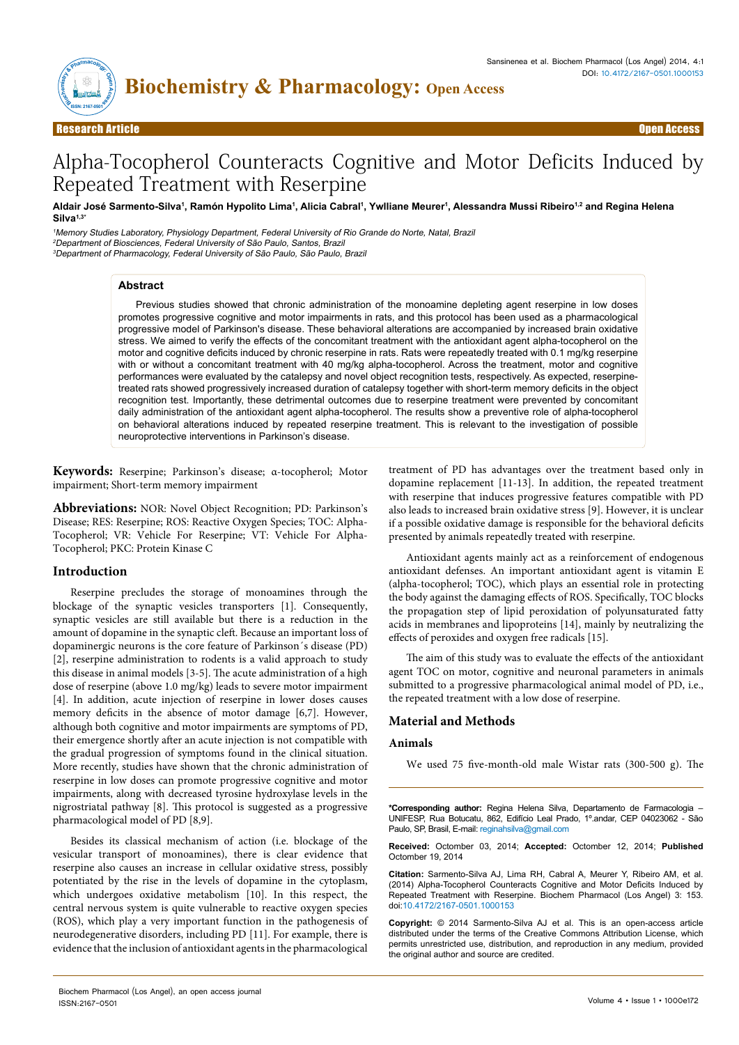Research Article Open Access

# Alpha-Tocopherol Counteracts Cognitive and Motor Deficits Induced by Repeated Treatment with Reserpine

**Aldair José Sarmento-Silva[1], Ramón Hypolito Lima[1], Alicia Cabral[1], Ywlliane Meurer[1], Alessandra Mussi Ribeiro[1,2] and Regina Helena Silva[1,3*]**

[1]*Memory Studies Laboratory, Physiology Department, Federal University of Rio Grande do Norte, Natal, Brazil*
[2]*Department of Biosciences, Federal University of São Paulo, Santos, Brazil*
[3]*Department of Pharmacology, Federal University of São Paulo, São Paulo, Brazil*

## Abstract

Previous studies showed that chronic administration of the monoamine depleting agent reserpine in low doses promotes progressive cognitive and motor impairments in rats, and this protocol has been used as a pharmacological progressive model of Parkinson's disease. These behavioral alterations are accompanied by increased brain oxidative stress. We aimed to verify the effects of the concomitant treatment with the antioxidant agent alpha-tocopherol on the motor and cognitive deficits induced by chronic reserpine in rats. Rats were repeatedly treated with 0.1 mg/kg reserpine with or without a concomitant treatment with 40 mg/kg alpha-tocopherol. Across the treatment, motor and cognitive performances were evaluated by the catalepsy and novel object recognition tests, respectively. As expected, reserpine-treated rats showed progressively increased duration of catalepsy together with short-term memory deficits in the object recognition test. Importantly, these detrimental outcomes due to reserpine treatment were prevented by concomitant daily administration of the antioxidant agent alpha-tocopherol. The results show a preventive role of alpha-tocopherol on behavioral alterations induced by repeated reserpine treatment. This is relevant to the investigation of possible neuroprotective interventions in Parkinson's disease.

**Keywords:** Reserpine; Parkinson's disease; α-tocopherol; Motor impairment; Short-term memory impairment

**Abbreviations:** NOR: Novel Object Recognition; PD: Parkinson's Disease; RES: Reserpine; ROS: Reactive Oxygen Species; TOC: Alpha-Tocopherol; VR: Vehicle For Reserpine; VT: Vehicle For Alpha-Tocopherol; PKC: Protein Kinase C

## Introduction

Reserpine precludes the storage of monoamines through the blockage of the synaptic vesicles transporters [1]. Consequently, synaptic vesicles are still available but there is a reduction in the amount of dopamine in the synaptic cleft. Because an important loss of dopaminergic neurons is the core feature of Parkinson´s disease (PD) [2], reserpine administration to rodents is a valid approach to study this disease in animal models [3-5]. The acute administration of a high dose of reserpine (above 1.0 mg/kg) leads to severe motor impairment [4]. In addition, acute injection of reserpine in lower doses causes memory deficits in the absence of motor damage [6,7]. However, although both cognitive and motor impairments are symptoms of PD, their emergence shortly after an acute injection is not compatible with the gradual progression of symptoms found in the clinical situation. More recently, studies have shown that the chronic administration of reserpine in low doses can promote progressive cognitive and motor impairments, along with decreased tyrosine hydroxylase levels in the nigrostriatal pathway [8]. This protocol is suggested as a progressive pharmacological model of PD [8,9].

Besides its classical mechanism of action (i.e. blockage of the vesicular transport of monoamines), there is clear evidence that reserpine also causes an increase in cellular oxidative stress, possibly potentiated by the rise in the levels of dopamine in the cytoplasm, which undergoes oxidative metabolism [10]. In this respect, the central nervous system is quite vulnerable to reactive oxygen species (ROS), which play a very important function in the pathogenesis of neurodegenerative disorders, including PD [11]. For example, there is evidence that the inclusion of antioxidant agents in the pharmacological treatment of PD has advantages over the treatment based only in dopamine replacement [11-13]. In addition, the repeated treatment with reserpine that induces progressive features compatible with PD also leads to increased brain oxidative stress [9]. However, it is unclear if a possible oxidative damage is responsible for the behavioral deficits presented by animals repeatedly treated with reserpine.

Antioxidant agents mainly act as a reinforcement of endogenous antioxidant defenses. An important antioxidant agent is vitamin E (alpha-tocopherol; TOC), which plays an essential role in protecting the body against the damaging effects of ROS. Specifically, TOC blocks the propagation step of lipid peroxidation of polyunsaturated fatty acids in membranes and lipoproteins [14], mainly by neutralizing the effects of peroxides and oxygen free radicals [15].

The aim of this study was to evaluate the effects of the antioxidant agent TOC on motor, cognitive and neuronal parameters in animals submitted to a progressive pharmacological animal model of PD, i.e., the repeated treatment with a low dose of reserpine.

## Material and Methods

### Animals

We used 75 five-month-old male Wistar rats (300-500 g). The

---

**\*Corresponding author:** Regina Helena Silva, Departamento de Farmacologia – UNIFESP, Rua Botucatu, 862, Edifício Leal Prado, 1º.andar, CEP 04023062 - São Paulo, SP, Brasil, E-mail: reginahsilva@gmail.com

**Received:** October 03, 2014; **Accepted:** October 12, 2014; **Published** October 19, 2014

**Citation:** Sarmento-Silva AJ, Lima RH, Cabral A, Meurer Y, Ribeiro AM, et al. (2014) Alpha-Tocopherol Counteracts Cognitive and Motor Deficits Induced by Repeated Treatment with Reserpine. Biochem Pharmacol (Los Angel) 3: 153. doi:10.4172/2167-0501.1000153

**Copyright:** © 2014 Sarmento-Silva AJ et al. This is an open-access article distributed under the terms of the Creative Commons Attribution License, which permits unrestricted use, distribution, and reproduction in any medium, provided the original author and source are credited.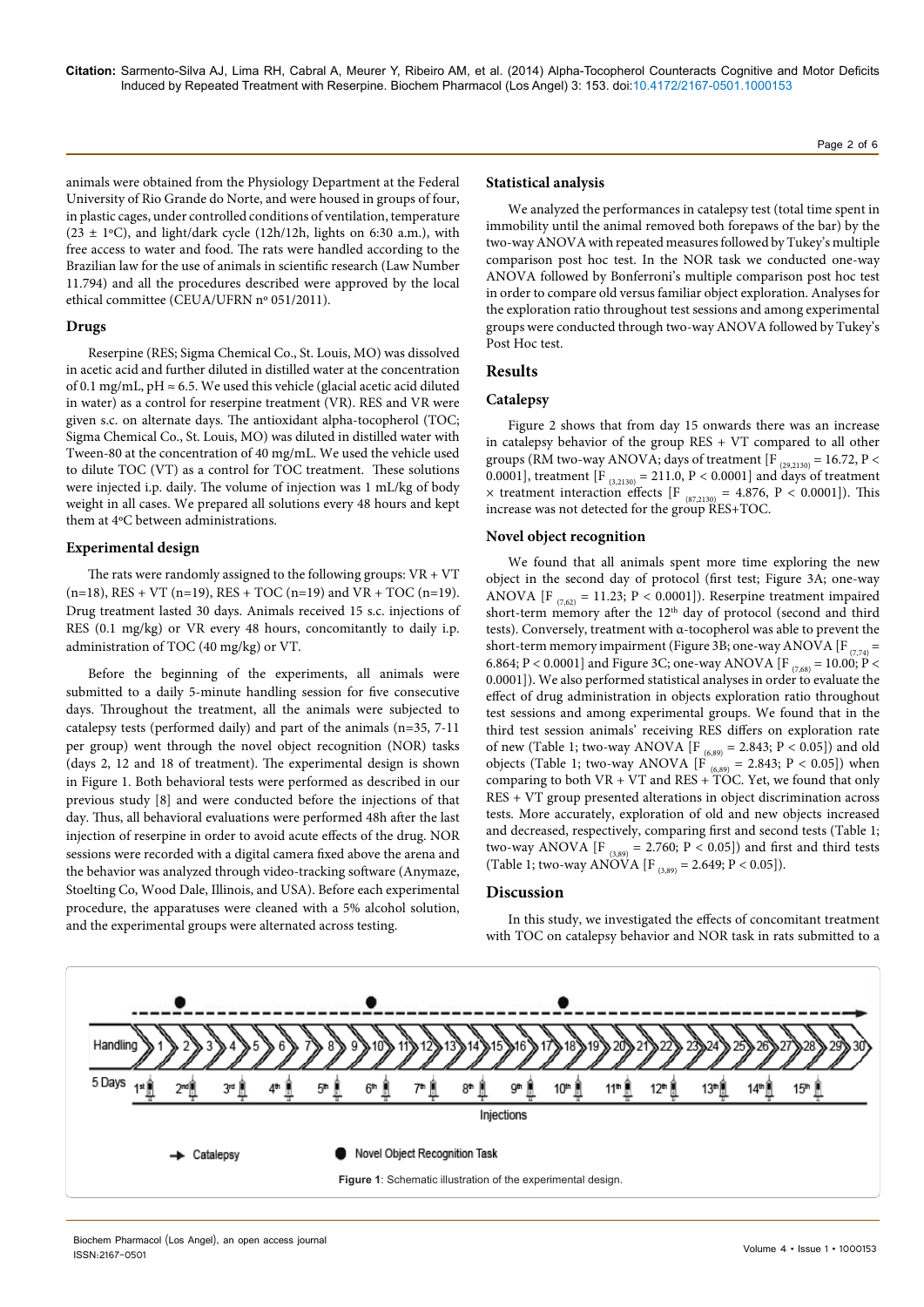animals were obtained from the Physiology Department at the Federal University of Rio Grande do Norte, and were housed in groups of four, in plastic cages, under controlled conditions of ventilation, temperature (23 ± 1ºC), and light/dark cycle (12h/12h, lights on 6:30 a.m.), with free access to water and food. The rats were handled according to the Brazilian law for the use of animals in scientific research (Law Number 11.794) and all the procedures described were approved by the local ethical committee (CEUA/UFRN nº 051/2011).

### Drugs

Reserpine (RES; Sigma Chemical Co., St. Louis, MO) was dissolved in acetic acid and further diluted in distilled water at the concentration of 0.1 mg/mL, pH ≈ 6.5. We used this vehicle (glacial acetic acid diluted in water) as a control for reserpine treatment (VR). RES and VR were given s.c. on alternate days. The antioxidant alpha-tocopherol (TOC; Sigma Chemical Co., St. Louis, MO) was diluted in distilled water with Tween-80 at the concentration of 40 mg/mL. We used the vehicle used to dilute TOC (VT) as a control for TOC treatment. These solutions were injected i.p. daily. The volume of injection was 1 mL/kg of body weight in all cases. We prepared all solutions every 48 hours and kept them at 4ºC between administrations.

### Experimental design

The rats were randomly assigned to the following groups: VR + VT (n=18), RES + VT (n=19), RES + TOC (n=19) and VR + TOC (n=19). Drug treatment lasted 30 days. Animals received 15 s.c. injections of RES (0.1 mg/kg) or VR every 48 hours, concomitantly to daily i.p. administration of TOC (40 mg/kg) or VT.

Before the beginning of the experiments, all animals were submitted to a daily 5-minute handling session for five consecutive days. Throughout the treatment, all the animals were subjected to catalepsy tests (performed daily) and part of the animals (n=35, 7-11 per group) went through the novel object recognition (NOR) tasks (days 2, 12 and 18 of treatment). The experimental design is shown in Figure 1. Both behavioral tests were performed as described in our previous study [8] and were conducted before the injections of that day. Thus, all behavioral evaluations were performed 48h after the last injection of reserpine in order to avoid acute effects of the drug. NOR sessions were recorded with a digital camera fixed above the arena and the behavior was analyzed through video-tracking software (Anymaze, Stoelting Co, Wood Dale, Illinois, and USA). Before each experimental procedure, the apparatuses were cleaned with a 5% alcohol solution, and the experimental groups were alternated across testing.

### Statistical analysis

We analyzed the performances in catalepsy test (total time spent in immobility until the animal removed both forepaws of the bar) by the two-way ANOVA with repeated measures followed by Tukey's multiple comparison post hoc test. In the NOR task we conducted one-way ANOVA followed by Bonferroni's multiple comparison post hoc test in order to compare old versus familiar object exploration. Analyses for the exploration ratio throughout test sessions and among experimental groups were conducted through two-way ANOVA followed by Tukey's Post Hoc test.

## Results

### Catalepsy

Figure 2 shows that from day 15 onwards there was an increase in catalepsy behavior of the group RES + VT compared to all other groups (RM two-way ANOVA; days of treatment [$F_{(29,2130)} = 16.72$, $P < 0.0001$], treatment [$F_{(3,2130)} = 211.0$, $P < 0.0001$] and days of treatment × treatment interaction effects [$F_{(87,2130)} = 4.876$, $P < 0.0001$]). This increase was not detected for the group RES+TOC.

### Novel object recognition

We found that all animals spent more time exploring the new object in the second day of protocol (first test; Figure 3A; one-way ANOVA [$F_{(7,62)} = 11.23$; $P < 0.0001$]). Reserpine treatment impaired short-term memory after the 12th day of protocol (second and third tests). Conversely, treatment with α-tocopherol was able to prevent the short-term memory impairment (Figure 3B; one-way ANOVA [$F_{(7,74)} = 6.864$; $P < 0.0001$] and Figure 3C; one-way ANOVA [$F_{(7,68)} = 10.00$; $P < 0.0001$]). We also performed statistical analyses in order to evaluate the effect of drug administration in objects exploration ratio throughout test sessions and among experimental groups. We found that in the third test session animals' receiving RES differs on exploration rate of new (Table 1; two-way ANOVA [$F_{(6,89)} = 2.843$; $P < 0.05$]) and old objects (Table 1; two-way ANOVA [$F_{(6,89)} = 2.843$; $P < 0.05$]) when comparing to both VR + VT and RES + TOC. Yet, we found that only RES + VT group presented alterations in object discrimination across tests. More accurately, exploration of old and new objects increased and decreased, respectively, comparing first and second tests (Table 1; two-way ANOVA [$F_{(3,89)} = 2.760$; $P < 0.05$]) and first and third tests (Table 1; two-way ANOVA [$F_{(3,89)} = 2.649$; $P < 0.05$]).

## Discussion

In this study, we investigated the effects of concomitant treatment with TOC on catalepsy behavior and NOR task in rats submitted to a

**Figure 1**: Schematic illustration of the experimental design.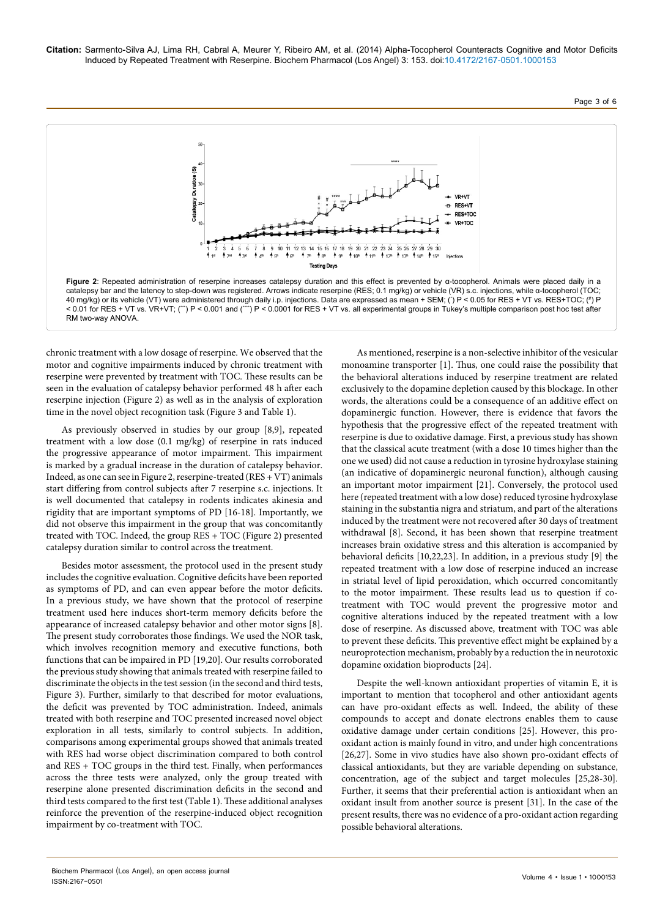**Figure 2**: Repeated administration of reserpine increases catalepsy duration and this effect is prevented by α-tocopherol. Animals were placed daily in a catalepsy bar and the latency to step-down was registered. Arrows indicate reserpine (RES; 0.1 mg/kg) or vehicle (VR) s.c. injections, while α-tocopherol (TOC; 40 mg/kg) or its vehicle (VT) were administered through daily i.p. injections. Data are expressed as mean + SEM; (*) P < 0.05 for RES + VT vs. RES+TOC; (#) P < 0.01 for RES + VT vs. VR+VT; (***) P < 0.001 and (****) P < 0.0001 for RES + VT vs. all experimental groups in Tukey's multiple comparison post hoc test after RM two-way ANOVA.

chronic treatment with a low dosage of reserpine. We observed that the motor and cognitive impairments induced by chronic treatment with reserpine were prevented by treatment with TOC. These results can be seen in the evaluation of catalepsy behavior performed 48 h after each reserpine injection (Figure 2) as well as in the analysis of exploration time in the novel object recognition task (Figure 3 and Table 1).

As previously observed in studies by our group [8,9], repeated treatment with a low dose (0.1 mg/kg) of reserpine in rats induced the progressive appearance of motor impairment. This impairment is marked by a gradual increase in the duration of catalepsy behavior. Indeed, as one can see in Figure 2, reserpine-treated (RES + VT) animals start differing from control subjects after 7 reserpine s.c. injections. It is well documented that catalepsy in rodents indicates akinesia and rigidity that are important symptoms of PD [16-18]. Importantly, we did not observe this impairment in the group that was concomitantly treated with TOC. Indeed, the group RES + TOC (Figure 2) presented catalepsy duration similar to control across the treatment.

Besides motor assessment, the protocol used in the present study includes the cognitive evaluation. Cognitive deficits have been reported as symptoms of PD, and can even appear before the motor deficits. In a previous study, we have shown that the protocol of reserpine treatment used here induces short-term memory deficits before the appearance of increased catalepsy behavior and other motor signs [8]. The present study corroborates those findings. We used the NOR task, which involves recognition memory and executive functions, both functions that can be impaired in PD [19,20]. Our results corroborated the previous study showing that animals treated with reserpine failed to discriminate the objects in the test session (in the second and third tests, Figure 3). Further, similarly to that described for motor evaluations, the deficit was prevented by TOC administration. Indeed, animals treated with both reserpine and TOC presented increased novel object exploration in all tests, similarly to control subjects. In addition, comparisons among experimental groups showed that animals treated with RES had worse object discrimination compared to both control and RES + TOC groups in the third test. Finally, when performances across the three tests were analyzed, only the group treated with reserpine alone presented discrimination deficits in the second and third tests compared to the first test (Table 1). These additional analyses reinforce the prevention of the reserpine-induced object recognition impairment by co-treatment with TOC.

As mentioned, reserpine is a non-selective inhibitor of the vesicular monoamine transporter [1]. Thus, one could raise the possibility that the behavioral alterations induced by reserpine treatment are related exclusively to the dopamine depletion caused by this blockage. In other words, the alterations could be a consequence of an additive effect on dopaminergic function. However, there is evidence that favors the hypothesis that the progressive effect of the repeated treatment with reserpine is due to oxidative damage. First, a previous study has shown that the classical acute treatment (with a dose 10 times higher than the one we used) did not cause a reduction in tyrosine hydroxylase staining (an indicative of dopaminergic neuronal function), although causing an important motor impairment [21]. Conversely, the protocol used here (repeated treatment with a low dose) reduced tyrosine hydroxylase staining in the substantia nigra and striatum, and part of the alterations induced by the treatment were not recovered after 30 days of treatment withdrawal [8]. Second, it has been shown that reserpine treatment increases brain oxidative stress and this alteration is accompanied by behavioral deficits [10,22,23]. In addition, in a previous study [9] the repeated treatment with a low dose of reserpine induced an increase in striatal level of lipid peroxidation, which occurred concomitantly to the motor impairment. These results lead us to question if co-treatment with TOC would prevent the progressive motor and cognitive alterations induced by the repeated treatment with a low dose of reserpine. As discussed above, treatment with TOC was able to prevent these deficits. This preventive effect might be explained by a neuroprotection mechanism, probably by a reduction the in neurotoxic dopamine oxidation bioproducts [24].

Despite the well-known antioxidant properties of vitamin E, it is important to mention that tocopherol and other antioxidant agents can have pro-oxidant effects as well. Indeed, the ability of these compounds to accept and donate electrons enables them to cause oxidative damage under certain conditions [25]. However, this pro-oxidant action is mainly found in vitro, and under high concentrations [26,27]. Some in vivo studies have also shown pro-oxidant effects of classical antioxidants, but they are variable depending on substance, concentration, age of the subject and target molecules [25,28-30]. Further, it seems that their preferential action is antioxidant when an oxidant insult from another source is present [31]. In the case of the present results, there was no evidence of a pro-oxidant action regarding possible behavioral alterations.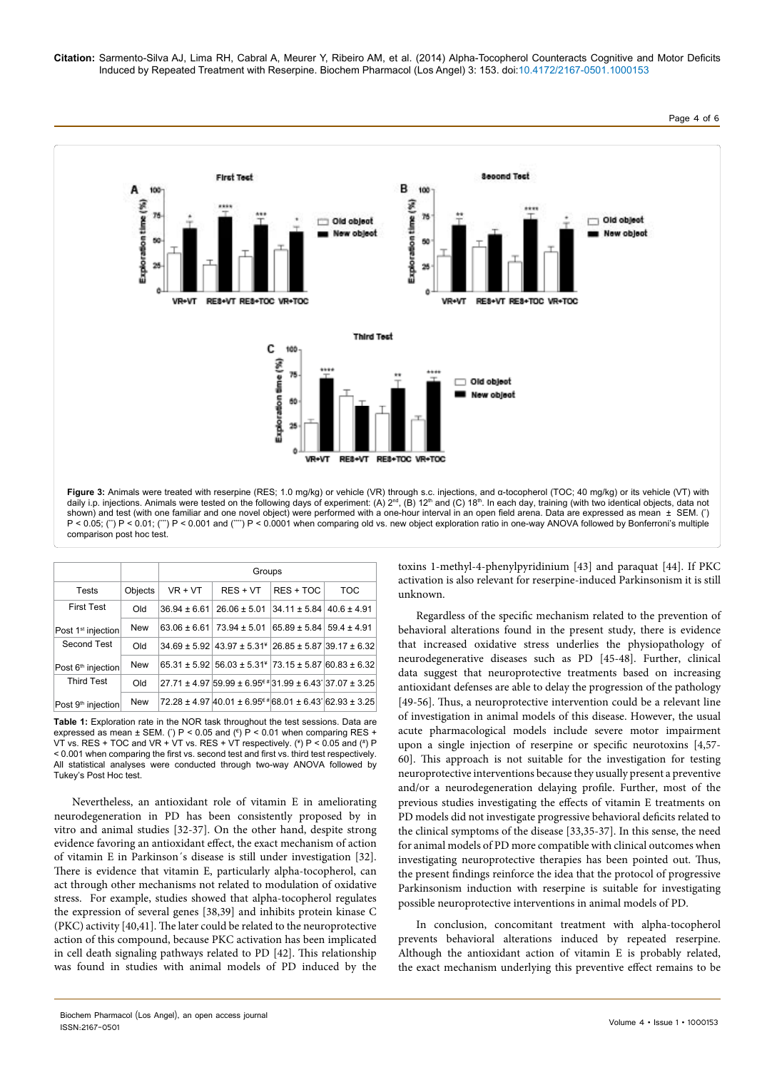**Figure 3:** Animals were treated with reserpine (RES; 1.0 mg/kg) or vehicle (VR) through s.c. injections, and α-tocopherol (TOC; 40 mg/kg) or its vehicle (VT) with daily i.p. injections. Animals were tested on the following days of experiment: (A) 2[nd], (B) 12[th] and (C) 18[th]. In each day, training (with two identical objects, data not shown) and test (with one familiar and one novel object) were performed with a one-hour interval in an open field arena. Data are expressed as mean ± SEM. (*) P < 0.05; (**) P < 0.01; (***) P < 0.001 and (****) P < 0.0001 when comparing old vs. new object exploration ratio in one-way ANOVA followed by Bonferroni's multiple comparison post hoc test.

| Tests | Objects | Groups | | | |
|---|---|---|---|---|---|
| | | VR + VT | RES + VT | RES + TOC | TOC |
| First Test Post 1[st] injection | Old | 36.94 ± 6.61 | 26.06 ± 5.01 | 34.11 ± 5.84 | 40.6 ± 4.91 |
| | New | 63.06 ± 6.61 | 73.94 ± 5.01 | 65.89 ± 5.84 | 59.4 ± 4.91 |
| Second Test Post 6[th] injection | Old | 34.69 ± 5.92 | 43.97 ± 5.31[¥] | 26.85 ± 5.87 | 39.17 ± 6.32 |
| | New | 65.31 ± 5.92 | 56.03 ± 5.31[¥] | 73.15 ± 5.87 | 60.83 ± 6.32 |
| Third Test Post 9[th] injection | Old | 27.71 ± 4.97 | 59.99 ± 6.95[€ #] | 31.99 ± 6.43[*] | 37.07 ± 3.25 |
| | New | 72.28 ± 4.97 | 40.01 ± 6.95[€ #] | 68.01 ± 6.43[*] | 62.93 ± 3.25 |

**Table 1:** Exploration rate in the NOR task throughout the test sessions. Data are expressed as mean ± SEM. (*) P < 0.05 and (€) P < 0.01 when comparing RES + VT vs. RES + TOC and VR + VT vs. RES + VT respectively. (¥) P < 0.05 and (#) P < 0.001 when comparing the first vs. second test and first vs. third test respectively. All statistical analyses were conducted through two-way ANOVA followed by Tukey's Post Hoc test.

Nevertheless, an antioxidant role of vitamin E in ameliorating neurodegeneration in PD has been consistently proposed by in vitro and animal studies [32-37]. On the other hand, despite strong evidence favoring an antioxidant effect, the exact mechanism of action of vitamin E in Parkinson´s disease is still under investigation [32]. There is evidence that vitamin E, particularly alpha-tocopherol, can act through other mechanisms not related to modulation of oxidative stress. For example, studies showed that alpha-tocopherol regulates the expression of several genes [38,39] and inhibits protein kinase C (PKC) activity [40,41]. The later could be related to the neuroprotective action of this compound, because PKC activation has been implicated in cell death signaling pathways related to PD [42]. This relationship was found in studies with animal models of PD induced by the toxins 1-methyl-4-phenylpyridinium [43] and paraquat [44]. If PKC activation is also relevant for reserpine-induced Parkinsonism it is still unknown.

Regardless of the specific mechanism related to the prevention of behavioral alterations found in the present study, there is evidence that increased oxidative stress underlies the physiopathology of neurodegenerative diseases such as PD [45-48]. Further, clinical data suggest that neuroprotective treatments based on increasing antioxidant defenses are able to delay the progression of the pathology [49-56]. Thus, a neuroprotective intervention could be a relevant line of investigation in animal models of this disease. However, the usual acute pharmacological models include severe motor impairment upon a single injection of reserpine or specific neurotoxins [4,57-60]. This approach is not suitable for the investigation for testing neuroprotective interventions because they usually present a preventive and/or a neurodegeneration delaying profile. Further, most of the previous studies investigating the effects of vitamin E treatments on PD models did not investigate progressive behavioral deficits related to the clinical symptoms of the disease [33,35-37]. In this sense, the need for animal models of PD more compatible with clinical outcomes when investigating neuroprotective therapies has been pointed out. Thus, the present findings reinforce the idea that the protocol of progressive Parkinsonism induction with reserpine is suitable for investigating possible neuroprotective interventions in animal models of PD.

In conclusion, concomitant treatment with alpha-tocopherol prevents behavioral alterations induced by repeated reserpine. Although the antioxidant action of vitamin E is probably related, the exact mechanism underlying this preventive effect remains to be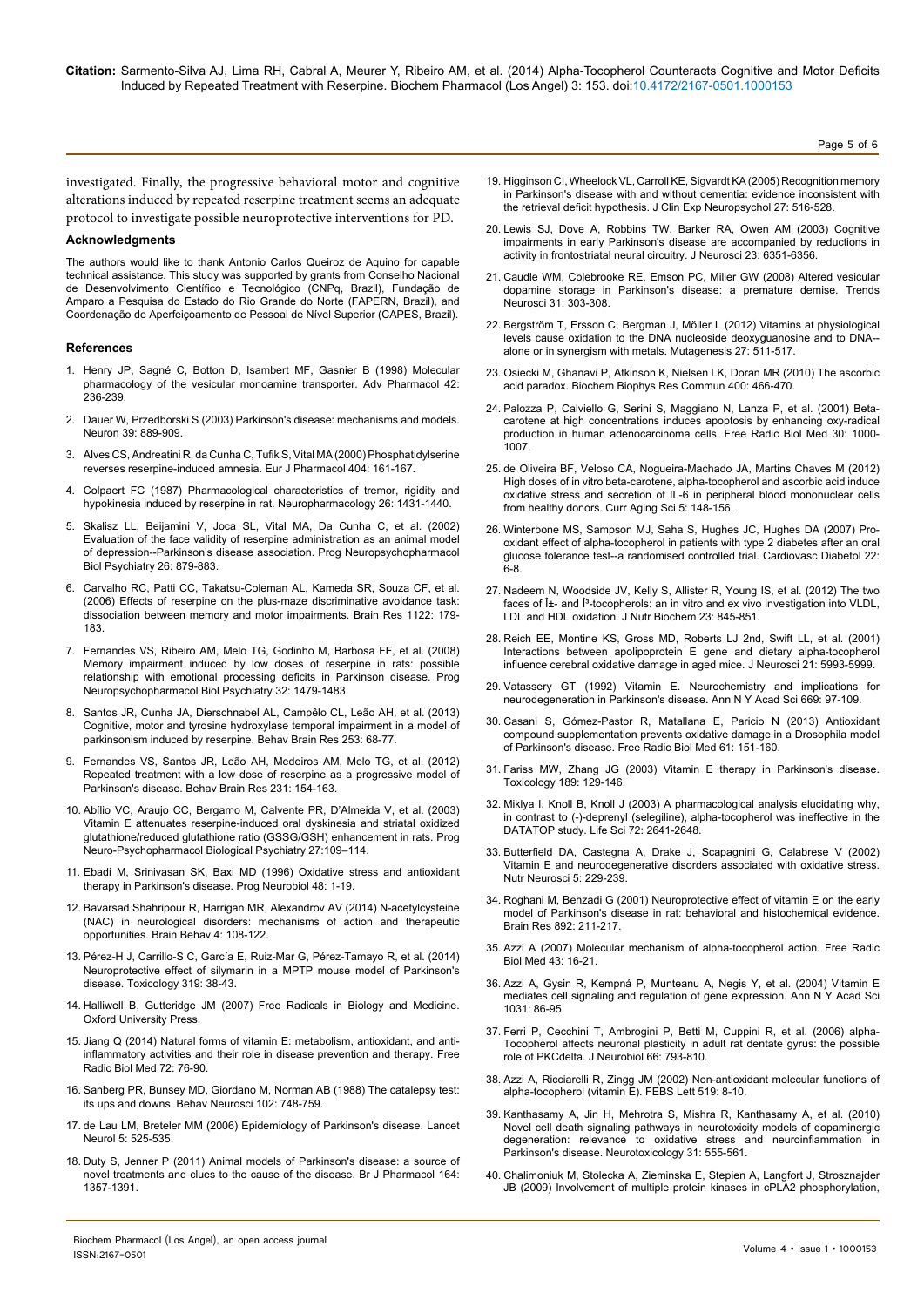investigated. Finally, the progressive behavioral motor and cognitive alterations induced by repeated reserpine treatment seems an adequate protocol to investigate possible neuroprotective interventions for PD.

## Acknowledgments

The authors would like to thank Antonio Carlos Queiroz de Aquino for capable technical assistance. This study was supported by grants from Conselho Nacional de Desenvolvimento Científico e Tecnológico (CNPq, Brazil), Fundação de Amparo a Pesquisa do Estado do Rio Grande do Norte (FAPERN, Brazil), and Coordenação de Aperfeiçoamento de Pessoal de Nível Superior (CAPES, Brazil).

## References

1. Henry JP, Sagné C, Botton D, Isambert MF, Gasnier B (1998) Molecular pharmacology of the vesicular monoamine transporter. Adv Pharmacol 42: 236-239.
2. Dauer W, Przedborski S (2003) Parkinson's disease: mechanisms and models. Neuron 39: 889-909.
3. Alves CS, Andreatini R, da Cunha C, Tufik S, Vital MA (2000) Phosphatidylserine reverses reserpine-induced amnesia. Eur J Pharmacol 404: 161-167.
4. Colpaert FC (1987) Pharmacological characteristics of tremor, rigidity and hypokinesia induced by reserpine in rat. Neuropharmacology 26: 1431-1440.
5. Skalisz LL, Beijamini V, Joca SL, Vital MA, Da Cunha C, et al. (2002) Evaluation of the face validity of reserpine administration as an animal model of depression--Parkinson's disease association. Prog Neuropsychopharmacol Biol Psychiatry 26: 879-883.
6. Carvalho RC, Patti CC, Takatsu-Coleman AL, Kameda SR, Souza CF, et al. (2006) Effects of reserpine on the plus-maze discriminative avoidance task: dissociation between memory and motor impairments. Brain Res 1122: 179-183.
7. Fernandes VS, Ribeiro AM, Melo TG, Godinho M, Barbosa FF, et al. (2008) Memory impairment induced by low doses of reserpine in rats: possible relationship with emotional processing deficits in Parkinson disease. Prog Neuropsychopharmacol Biol Psychiatry 32: 1479-1483.
8. Santos JR, Cunha JA, Dierschnabel AL, Campêlo CL, Leão AH, et al. (2013) Cognitive, motor and tyrosine hydroxylase temporal impairment in a model of parkinsonism induced by reserpine. Behav Brain Res 253: 68-77.
9. Fernandes VS, Santos JR, Leão AH, Medeiros AM, Melo TG, et al. (2012) Repeated treatment with a low dose of reserpine as a progressive model of Parkinson's disease. Behav Brain Res 231: 154-163.
10. Abílio VC, Araujo CC, Bergamo M, Calvente PR, D'Almeida V, et al. (2003) Vitamin E attenuates reserpine-induced oral dyskinesia and striatal oxidized glutathione/reduced glutathione ratio (GSSG/GSH) enhancement in rats. Prog Neuro-Psychopharmacol Biological Psychiatry 27:109–114.
11. Ebadi M, Srinivasan SK, Baxi MD (1996) Oxidative stress and antioxidant therapy in Parkinson's disease. Prog Neurobiol 48: 1-19.
12. Bavarsad Shahripour R, Harrigan MR, Alexandrov AV (2014) N-acetylcysteine (NAC) in neurological disorders: mechanisms of action and therapeutic opportunities. Brain Behav 4: 108-122.
13. Pérez-H J, Carrillo-S C, García E, Ruiz-Mar G, Pérez-Tamayo R, et al. (2014) Neuroprotective effect of silymarin in a MPTP mouse model of Parkinson's disease. Toxicology 319: 38-43.
14. Halliwell B, Gutteridge JM (2007) Free Radicals in Biology and Medicine. Oxford University Press.
15. Jiang Q (2014) Natural forms of vitamin E: metabolism, antioxidant, and anti-inflammatory activities and their role in disease prevention and therapy. Free Radic Biol Med 72: 76-90.
16. Sanberg PR, Bunsey MD, Giordano M, Norman AB (1988) The catalepsy test: its ups and downs. Behav Neurosci 102: 748-759.
17. de Lau LM, Breteler MM (2006) Epidemiology of Parkinson's disease. Lancet Neurol 5: 525-535.
18. Duty S, Jenner P (2011) Animal models of Parkinson's disease: a source of novel treatments and clues to the cause of the disease. Br J Pharmacol 164: 1357-1391.
19. Higginson CI, Wheelock VL, Carroll KE, Sigvardt KA (2005) Recognition memory in Parkinson's disease with and without dementia: evidence inconsistent with the retrieval deficit hypothesis. J Clin Exp Neuropsychol 27: 516-528.
20. Lewis SJ, Dove A, Robbins TW, Barker RA, Owen AM (2003) Cognitive impairments in early Parkinson's disease are accompanied by reductions in activity in frontostriatal neural circuitry. J Neurosci 23: 6351-6356.
21. Caudle WM, Colebrooke RE, Emson PC, Miller GW (2008) Altered vesicular dopamine storage in Parkinson's disease: a premature demise. Trends Neurosci 31: 303-308.
22. Bergström T, Ersson C, Bergman J, Möller L (2012) Vitamins at physiological levels cause oxidation to the DNA nucleoside deoxyguanosine and to DNA--alone or in synergism with metals. Mutagenesis 27: 511-517.
23. Osiecki M, Ghanavi P, Atkinson K, Nielsen LK, Doran MR (2010) The ascorbic acid paradox. Biochem Biophys Res Commun 400: 466-470.
24. Palozza P, Calviello G, Serini S, Maggiano N, Lanza P, et al. (2001) Beta-carotene at high concentrations induces apoptosis by enhancing oxy-radical production in human adenocarcinoma cells. Free Radic Biol Med 30: 1000-1007.
25. de Oliveira BF, Veloso CA, Nogueira-Machado JA, Martins Chaves M (2012) High doses of in vitro beta-carotene, alpha-tocopherol and ascorbic acid induce oxidative stress and secretion of IL-6 in peripheral blood mononuclear cells from healthy donors. Curr Aging Sci 5: 148-156.
26. Winterbone MS, Sampson MJ, Saha S, Hughes JC, Hughes DA (2007) Pro-oxidant effect of alpha-tocopherol in patients with type 2 diabetes after an oral glucose tolerance test--a randomised controlled trial. Cardiovasc Diabetol 22: 6-8.
27. Nadeem N, Woodside JV, Kelly S, Allister R, Young IS, et al. (2012) The two faces of Î±- and Î³-tocopherols: an in vitro and ex vivo investigation into VLDL, LDL and HDL oxidation. J Nutr Biochem 23: 845-851.
28. Reich EE, Montine KS, Gross MD, Roberts LJ 2nd, Swift LL, et al. (2001) Interactions between apolipoprotein E gene and dietary alpha-tocopherol influence cerebral oxidative damage in aged mice. J Neurosci 21: 5993-5999.
29. Vatassery GT (1992) Vitamin E. Neurochemistry and implications for neurodegeneration in Parkinson's disease. Ann N Y Acad Sci 669: 97-109.
30. Casani S, Gómez-Pastor R, Matallana E, Paricio N (2013) Antioxidant compound supplementation prevents oxidative damage in a Drosophila model of Parkinson's disease. Free Radic Biol Med 61: 151-160.
31. Fariss MW, Zhang JG (2003) Vitamin E therapy in Parkinson's disease. Toxicology 189: 129-146.
32. Miklya I, Knoll B, Knoll J (2003) A pharmacological analysis elucidating why, in contrast to (-)-deprenyl (selegiline), alpha-tocopherol was ineffective in the DATATOP study. Life Sci 72: 2641-2648.
33. Butterfield DA, Castegna A, Drake J, Scapagnini G, Calabrese V (2002) Vitamin E and neurodegenerative disorders associated with oxidative stress. Nutr Neurosci 5: 229-239.
34. Roghani M, Behzadi G (2001) Neuroprotective effect of vitamin E on the early model of Parkinson's disease in rat: behavioral and histochemical evidence. Brain Res 892: 211-217.
35. Azzi A (2007) Molecular mechanism of alpha-tocopherol action. Free Radic Biol Med 43: 16-21.
36. Azzi A, Gysin R, Kempná P, Munteanu A, Negis Y, et al. (2004) Vitamin E mediates cell signaling and regulation of gene expression. Ann N Y Acad Sci 1031: 86-95.
37. Ferri P, Cecchini T, Ambrogini P, Betti M, Cuppini R, et al. (2006) alpha-Tocopherol affects neuronal plasticity in adult rat dentate gyrus: the possible role of PKCdelta. J Neurobiol 66: 793-810.
38. Azzi A, Ricciarelli R, Zingg JM (2002) Non-antioxidant molecular functions of alpha-tocopherol (vitamin E). FEBS Lett 519: 8-10.
39. Kanthasamy A, Jin H, Mehrotra S, Mishra R, Kanthasamy A, et al. (2010) Novel cell death signaling pathways in neurotoxicity models of dopaminergic degeneration: relevance to oxidative stress and neuroinflammation in Parkinson's disease. Neurotoxicology 31: 555-561.
40. Chalimoniuk M, Stolecka A, Zieminska E, Stepien A, Langfort J, Strosznajder JB (2009) Involvement of multiple protein kinases in cPLA2 phosphorylation,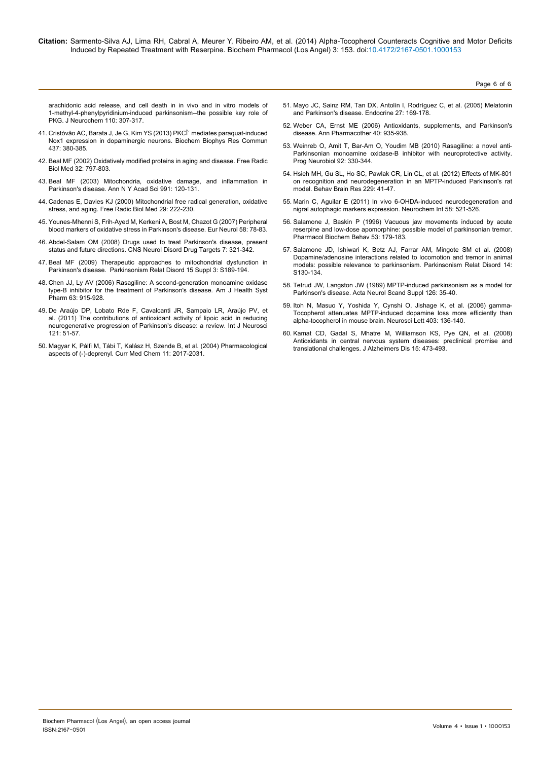arachidonic acid release, and cell death in in vivo and in vitro models of 1-methyl-4-phenylpyridinium-induced parkinsonism--the possible key role of PKG. J Neurochem 110: 307-317.

41. Cristóvão AC, Barata J, Je G, Kim YS (2013) PKCÎ´ mediates paraquat-induced Nox1 expression in dopaminergic neurons. Biochem Biophys Res Commun 437: 380-385.

42. Beal MF (2002) Oxidatively modified proteins in aging and disease. Free Radic Biol Med 32: 797-803.

43. Beal MF (2003) Mitochondria, oxidative damage, and inflammation in Parkinson's disease. Ann N Y Acad Sci 991: 120-131.

44. Cadenas E, Davies KJ (2000) Mitochondrial free radical generation, oxidative stress, and aging. Free Radic Biol Med 29: 222-230.

45. Younes-Mhenni S, Frih-Ayed M, Kerkeni A, Bost M, Chazot G (2007) Peripheral blood markers of oxidative stress in Parkinson's disease. Eur Neurol 58: 78-83.

46. Abdel-Salam OM (2008) Drugs used to treat Parkinson's disease, present status and future directions. CNS Neurol Disord Drug Targets 7: 321-342.

47. Beal MF (2009) Therapeutic approaches to mitochondrial dysfunction in Parkinson's disease. Parkinsonism Relat Disord 15 Suppl 3: S189-194.

48. Chen JJ, Ly AV (2006) Rasagiline: A second-generation monoamine oxidase type-B inhibitor for the treatment of Parkinson's disease. Am J Health Syst Pharm 63: 915-928.

49. De Araújo DP, Lobato Rde F, Cavalcanti JR, Sampaio LR, Araújo PV, et al. (2011) The contributions of antioxidant activity of lipoic acid in reducing neurogenerative progression of Parkinson's disease: a review. Int J Neurosci 121: 51-57.

50. Magyar K, Pálfi M, Tábi T, Kalász H, Szende B, et al. (2004) Pharmacological aspects of (-)-deprenyl. Curr Med Chem 11: 2017-2031.

51. Mayo JC, Sainz RM, Tan DX, Antolín I, Rodríguez C, et al. (2005) Melatonin and Parkinson's disease. Endocrine 27: 169-178.

52. Weber CA, Ernst ME (2006) Antioxidants, supplements, and Parkinson's disease. Ann Pharmacother 40: 935-938.

53. Weinreb O, Amit T, Bar-Am O, Youdim MB (2010) Rasagiline: a novel anti-Parkinsonian monoamine oxidase-B inhibitor with neuroprotective activity. Prog Neurobiol 92: 330-344.

54. Hsieh MH, Gu SL, Ho SC, Pawlak CR, Lin CL, et al. (2012) Effects of MK-801 on recognition and neurodegeneration in an MPTP-induced Parkinson's rat model. Behav Brain Res 229: 41-47.

55. Marin C, Aguilar E (2011) In vivo 6-OHDA-induced neurodegeneration and nigral autophagic markers expression. Neurochem Int 58: 521-526.

56. Salamone J, Baskin P (1996) Vacuous jaw movements induced by acute reserpine and low-dose apomorphine: possible model of parkinsonian tremor. Pharmacol Biochem Behav 53: 179-183.

57. Salamone JD, Ishiwari K, Betz AJ, Farrar AM, Mingote SM et al. (2008) Dopamine/adenosine interactions related to locomotion and tremor in animal models: possible relevance to parkinsonism. Parkinsonism Relat Disord 14: S130-134.

58. Tetrud JW, Langston JW (1989) MPTP-induced parkinsonism as a model for Parkinson's disease. Acta Neurol Scand Suppl 126: 35-40.

59. Itoh N, Masuo Y, Yoshida Y, Cynshi O, Jishage K, et al. (2006) gamma-Tocopherol attenuates MPTP-induced dopamine loss more efficiently than alpha-tocopherol in mouse brain. Neurosci Lett 403: 136-140.

60. Kamat CD, Gadal S, Mhatre M, Williamson KS, Pye QN, et al. (2008) Antioxidants in central nervous system diseases: preclinical promise and translational challenges. J Alzheimers Dis 15: 473-493.